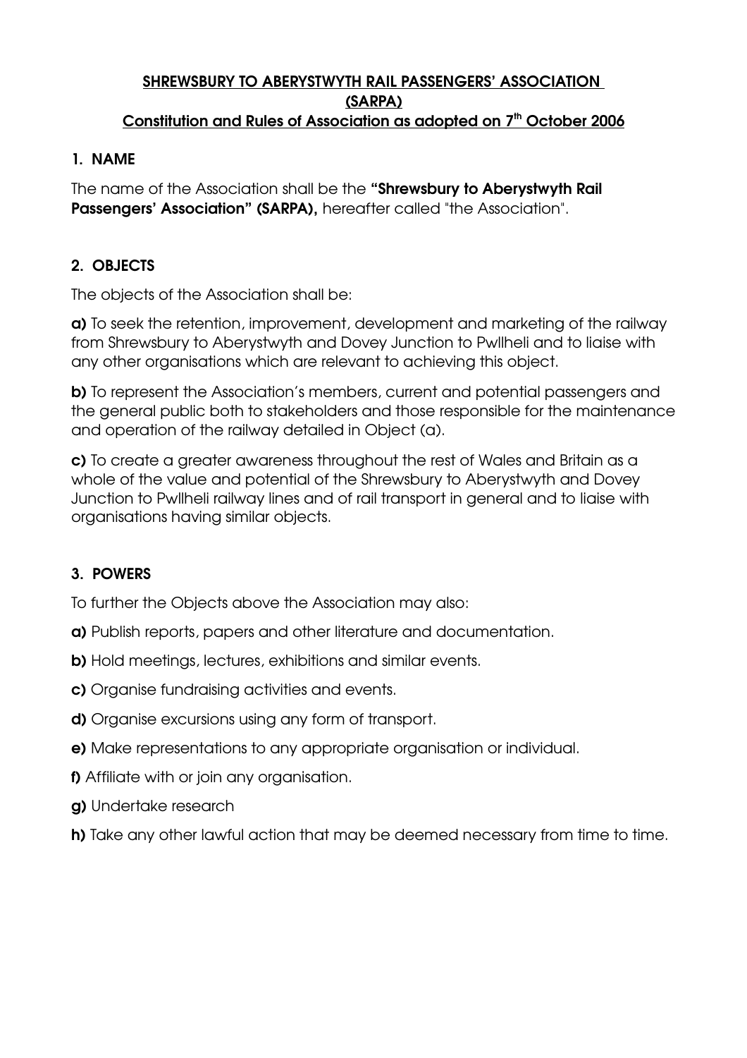# SHREWSBURY TO ABERYSTWYTH RAIL PASSENGERS' ASSOCIATION (SARPA)

## Constitution and Rules of Association as adopted on 7th October 2006

### 1. NAME

The name of the Association shall be the **"Shrewsbury to Aberystwyth Rail Passengers' Association" (SARPA),** hereafter called "the Association".

### 2. OBJECTS

The objects of the Association shall be:

**a)** To seek the retention, improvement, development and marketing of the railway from Shrewsbury to Aberystwyth and Dovey Junction to Pwllheli and to liaise with any other organisations which are relevant to achieving this object.

**b)** To represent the Association's members, current and potential passengers and the general public both to stakeholders and those responsible for the maintenance and operation of the railway detailed in Object (a).

**c)** To create a greater awareness throughout the rest of Wales and Britain as a whole of the value and potential of the Shrewsbury to Aberystwyth and Dovey Junction to Pwllheli railway lines and of rail transport in general and to liaise with organisations having similar objects.

### 3. POWERS

To further the Objects above the Association may also:

**a)** Publish reports, papers and other literature and documentation.

**b)** Hold meetings, lectures, exhibitions and similar events.

**c)** Organise fundraising activities and events.

**d)** Organise excursions using any form of transport.

**e)** Make representations to any appropriate organisation or individual.

**f)** Affiliate with or join any organisation.

**g)** Undertake research

**h)** Take any other lawful action that may be deemed necessary from time to time.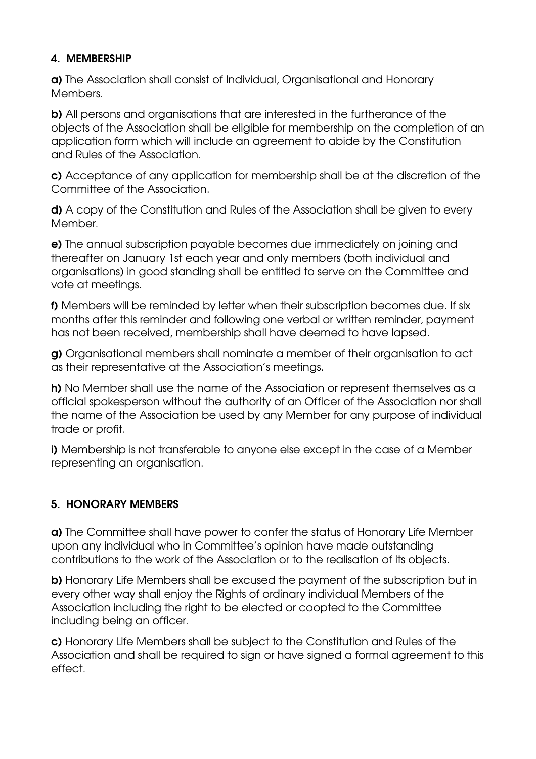## 4. MEMBERSHIP

**a)** The Association shall consist of Individual, Organisational and Honorary Members.

**b)** All persons and organisations that are interested in the furtherance of the objects of the Association shall be eligible for membership on the completion of an application form which will include an agreement to abide by the Constitution and Rules of the Association.

**c)** Acceptance of any application for membership shall be at the discretion of the Committee of the Association.

**d)** A copy of the Constitution and Rules of the Association shall be given to every Member.

**e)** The annual subscription payable becomes due immediately on joining and thereafter on January 1st each year and only members (both individual and organisations) in good standing shall be entitled to serve on the Committee and vote at meetings.

**f)** Members will be reminded by letter when their subscription becomes due. If six months after this reminder and following one verbal or written reminder, payment has not been received, membership shall have deemed to have lapsed.

**g)** Organisational members shall nominate a member of their organisation to act as their representative at the Association's meetings.

**h)** No Member shall use the name of the Association or represent themselves as a official spokesperson without the authority of an Officer of the Association nor shall the name of the Association be used by any Member for any purpose of individual trade or profit.

**i)** Membership is not transferable to anyone else except in the case of a Member representing an organisation.

## 5. HONORARY MEMBERS

**a)** The Committee shall have power to confer the status of Honorary Life Member upon any individual who in Committee's opinion have made outstanding contributions to the work of the Association or to the realisation of its objects.

**b)** Honorary Life Members shall be excused the payment of the subscription but in every other way shall enjoy the Rights of ordinary individual Members of the Association including the right to be elected or coopted to the Committee including being an officer.

**c)** Honorary Life Members shall be subject to the Constitution and Rules of the Association and shall be required to sign or have signed a formal agreement to this effect.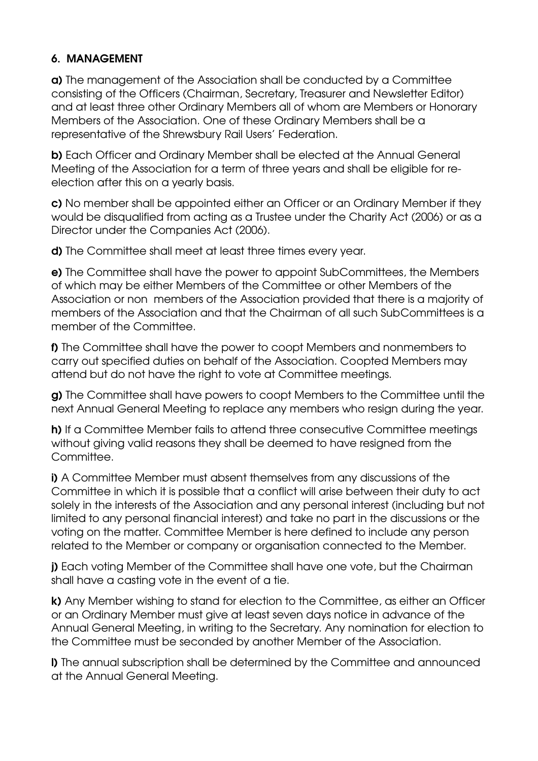## 6. MANAGEMENT

**a)** The management of the Association shall be conducted by a Committee consisting of the Officers (Chairman, Secretary, Treasurer and Newsletter Editor) and at least three other Ordinary Members all of whom are Members or Honorary Members of the Association. One of these Ordinary Members shall be a representative of the Shrewsbury Rail Users' Federation.

**b)** Each Officer and Ordinary Member shall be elected at the Annual General Meeting of the Association for a term of three years and shall be eligible for re-election after this on a yearly basis.

**c)** No member shall be appointed either an Officer or an Ordinary Member if they would be disqualified from acting as a Trustee under the Charity Act (2006) or as a Director under the Companies Act (2006).

**d)** The Committee shall meet at least three times every year.

**e)** The Committee shall have the power to appoint SubCommittees, the Members of which may be either Members of the Committee or other Members of the Association or non members of the Association provided that there is a majority of members of the Association and that the Chairman of all such SubCommittees is a member of the Committee.

**f)** The Committee shall have the power to coopt Members and nonmembers to carry out specified duties on behalf of the Association. Coopted Members may attend but do not have the right to vote at Committee meetings.

**g)** The Committee shall have powers to coopt Members to the Committee until the next Annual General Meeting to replace any members who resign during the year.

**h)** If a Committee Member fails to attend three consecutive Committee meetings without giving valid reasons they shall be deemed to have resigned from the Committee.

**i)** A Committee Member must absent themselves from any discussions of the Committee in which it is possible that a conflict will arise between their duty to act solely in the interests of the Association and any personal interest (including but not limited to any personal financial interest) and take no part in the discussions or the voting on the matter. Committee Member is here defined to include any person related to the Member or company or organisation connected to the Member.

**j)** Each voting Member of the Committee shall have one vote, but the Chairman shall have a casting vote in the event of a tie.

**k)** Any Member wishing to stand for election to the Committee, as either an Officer or an Ordinary Member must give at least seven days notice in advance of the Annual General Meeting, in writing to the Secretary. Any nomination for election to the Committee must be seconded by another Member of the Association.

**l)** The annual subscription shall be determined by the Committee and announced at the Annual General Meeting.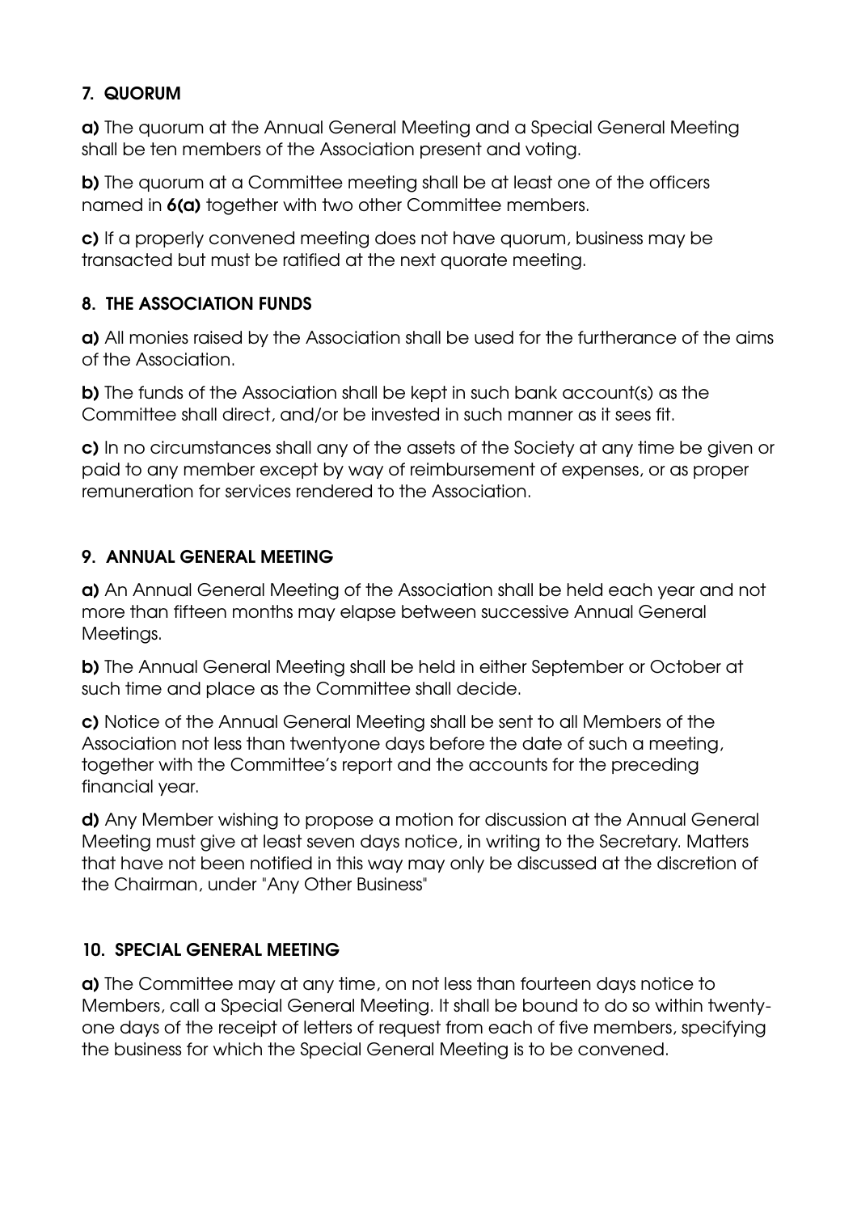## 7. QUORUM

**a)** The quorum at the Annual General Meeting and a Special General Meeting shall be ten members of the Association present and voting.

**b)** The quorum at a Committee meeting shall be at least one of the officers named in **6(a)** together with two other Committee members.

**c)** If a properly convened meeting does not have quorum, business may be transacted but must be ratified at the next quorate meeting.

## 8. THE ASSOCIATION FUNDS

**a)** All monies raised by the Association shall be used for the furtherance of the aims of the Association.

**b)** The funds of the Association shall be kept in such bank account(s) as the Committee shall direct, and/or be invested in such manner as it sees fit.

**c)** In no circumstances shall any of the assets of the Society at any time be given or paid to any member except by way of reimbursement of expenses, or as proper remuneration for services rendered to the Association.

## 9. ANNUAL GENERAL MEETING

**a)** An Annual General Meeting of the Association shall be held each year and not more than fifteen months may elapse between successive Annual General Meetings.

**b)** The Annual General Meeting shall be held in either September or October at such time and place as the Committee shall decide.

**c)** Notice of the Annual General Meeting shall be sent to all Members of the Association not less than twentyone days before the date of such a meeting, together with the Committee's report and the accounts for the preceding financial year.

**d)** Any Member wishing to propose a motion for discussion at the Annual General Meeting must give at least seven days notice, in writing to the Secretary. Matters that have not been notified in this way may only be discussed at the discretion of the Chairman, under "Any Other Business"

## 10. SPECIAL GENERAL MEETING

**a)** The Committee may at any time, on not less than fourteen days notice to Members, call a Special General Meeting. It shall be bound to do so within twenty-one days of the receipt of letters of request from each of five members, specifying the business for which the Special General Meeting is to be convened.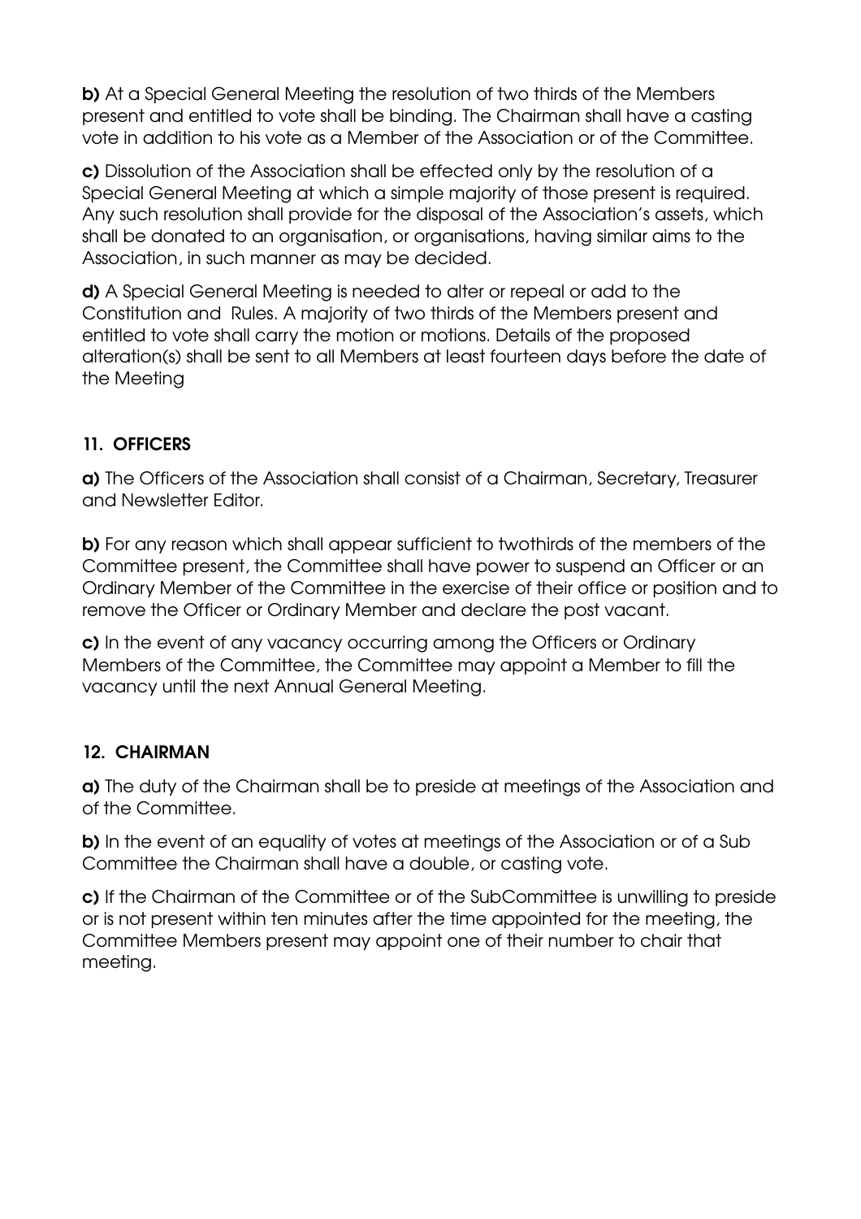**b)** At a Special General Meeting the resolution of two thirds of the Members present and entitled to vote shall be binding. The Chairman shall have a casting vote in addition to his vote as a Member of the Association or of the Committee.

**c)** Dissolution of the Association shall be effected only by the resolution of a Special General Meeting at which a simple majority of those present is required. Any such resolution shall provide for the disposal of the Association's assets, which shall be donated to an organisation, or organisations, having similar aims to the Association, in such manner as may be decided.

**d)** A Special General Meeting is needed to alter or repeal or add to the Constitution and Rules. A majority of two thirds of the Members present and entitled to vote shall carry the motion or motions. Details of the proposed alteration(s) shall be sent to all Members at least fourteen days before the date of the Meeting

## 11. OFFICERS

**a)** The Officers of the Association shall consist of a Chairman, Secretary, Treasurer and Newsletter Editor.

**b)** For any reason which shall appear sufficient to twothirds of the members of the Committee present, the Committee shall have power to suspend an Officer or an Ordinary Member of the Committee in the exercise of their office or position and to remove the Officer or Ordinary Member and declare the post vacant.

**c)** In the event of any vacancy occurring among the Officers or Ordinary Members of the Committee, the Committee may appoint a Member to fill the vacancy until the next Annual General Meeting.

## 12. CHAIRMAN

**a)** The duty of the Chairman shall be to preside at meetings of the Association and of the Committee.

**b)** In the event of an equality of votes at meetings of the Association or of a Sub Committee the Chairman shall have a double, or casting vote.

**c)** If the Chairman of the Committee or of the SubCommittee is unwilling to preside or is not present within ten minutes after the time appointed for the meeting, the Committee Members present may appoint one of their number to chair that meeting.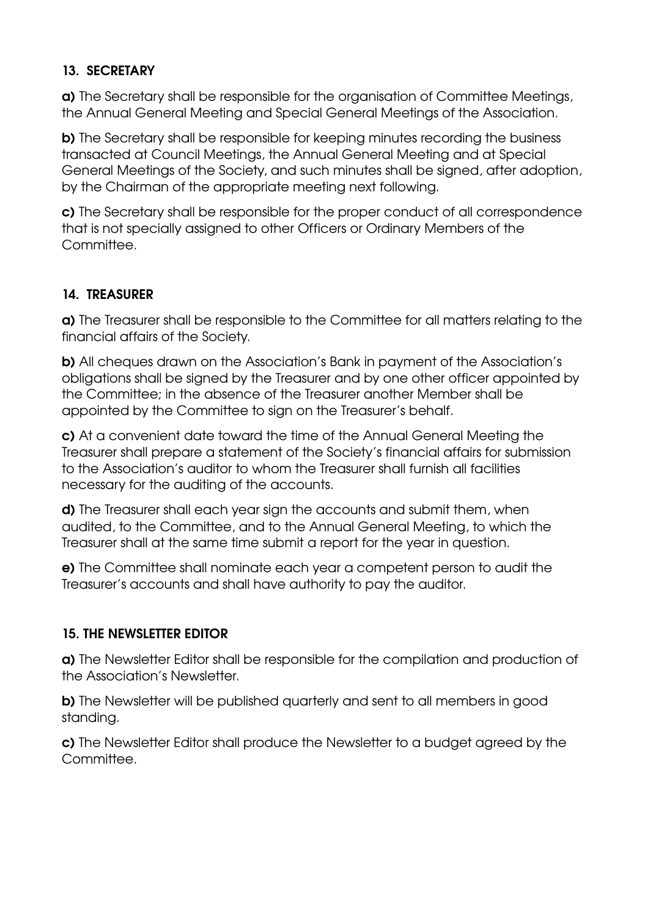## 13. SECRETARY

**a)** The Secretary shall be responsible for the organisation of Committee Meetings, the Annual General Meeting and Special General Meetings of the Association.

**b)** The Secretary shall be responsible for keeping minutes recording the business transacted at Council Meetings, the Annual General Meeting and at Special General Meetings of the Society, and such minutes shall be signed, after adoption, by the Chairman of the appropriate meeting next following.

**c)** The Secretary shall be responsible for the proper conduct of all correspondence that is not specially assigned to other Officers or Ordinary Members of the Committee.

## 14. TREASURER

**a)** The Treasurer shall be responsible to the Committee for all matters relating to the financial affairs of the Society.

**b)** All cheques drawn on the Association's Bank in payment of the Association's obligations shall be signed by the Treasurer and by one other officer appointed by the Committee; in the absence of the Treasurer another Member shall be appointed by the Committee to sign on the Treasurer's behalf.

**c)** At a convenient date toward the time of the Annual General Meeting the Treasurer shall prepare a statement of the Society's financial affairs for submission to the Association's auditor to whom the Treasurer shall furnish all facilities necessary for the auditing of the accounts.

**d)** The Treasurer shall each year sign the accounts and submit them, when audited, to the Committee, and to the Annual General Meeting, to which the Treasurer shall at the same time submit a report for the year in question.

**e)** The Committee shall nominate each year a competent person to audit the Treasurer's accounts and shall have authority to pay the auditor.

## 15. THE NEWSLETTER EDITOR

**a)** The Newsletter Editor shall be responsible for the compilation and production of the Association's Newsletter.

**b)** The Newsletter will be published quarterly and sent to all members in good standing.

**c)** The Newsletter Editor shall produce the Newsletter to a budget agreed by the Committee.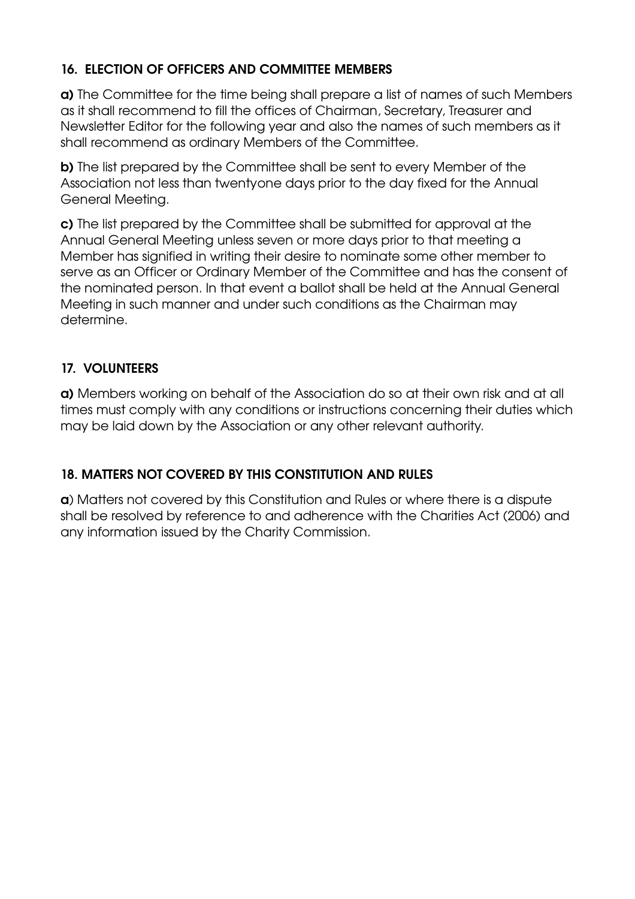## 16. ELECTION OF OFFICERS AND COMMITTEE MEMBERS

**a)** The Committee for the time being shall prepare a list of names of such Members as it shall recommend to fill the offices of Chairman, Secretary, Treasurer and Newsletter Editor for the following year and also the names of such members as it shall recommend as ordinary Members of the Committee.

**b)** The list prepared by the Committee shall be sent to every Member of the Association not less than twentyone days prior to the day fixed for the Annual General Meeting.

**c)** The list prepared by the Committee shall be submitted for approval at the Annual General Meeting unless seven or more days prior to that meeting a Member has signified in writing their desire to nominate some other member to serve as an Officer or Ordinary Member of the Committee and has the consent of the nominated person. In that event a ballot shall be held at the Annual General Meeting in such manner and under such conditions as the Chairman may determine.

## 17. VOLUNTEERS

**a)** Members working on behalf of the Association do so at their own risk and at all times must comply with any conditions or instructions concerning their duties which may be laid down by the Association or any other relevant authority.

## 18. MATTERS NOT COVERED BY THIS CONSTITUTION AND RULES

**a**) Matters not covered by this Constitution and Rules or where there is a dispute shall be resolved by reference to and adherence with the Charities Act (2006) and any information issued by the Charity Commission.